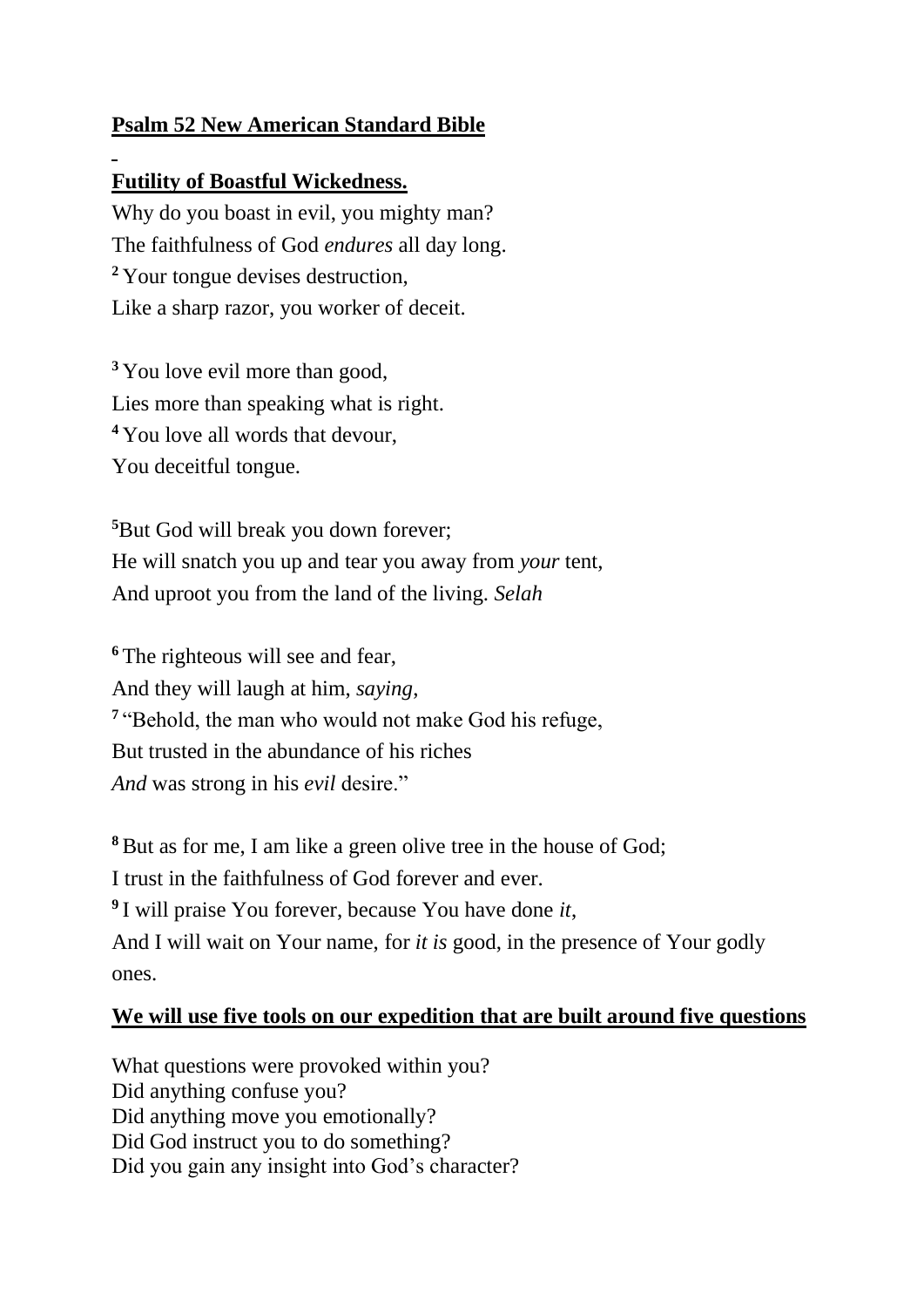**Psalm 52 New American Standard Bible**

**Futility of Boastful Wickedness.**

Why do you boast in evil, you mighty man?
The faithfulness of God *endures* all day long.
[2] Your tongue devises destruction,
Like a sharp razor, you worker of deceit.

[3] You love evil more than good,
Lies more than speaking what is right.
[4] You love all words that devour,
You deceitful tongue.

[5]But God will break you down forever;
He will snatch you up and tear you away from *your* tent,
And uproot you from the land of the living. *Selah*

[6] The righteous will see and fear,
And they will laugh at him, *saying*,
[7] "Behold, the man who would not make God his refuge,
But trusted in the abundance of his riches
*And* was strong in his *evil* desire."

[8] But as for me, I am like a green olive tree in the house of God;
I trust in the faithfulness of God forever and ever.
[9] I will praise You forever, because You have done *it*,
And I will wait on Your name, for *it is* good, in the presence of Your godly ones.

**We will use five tools on our expedition that are built around five questions**

What questions were provoked within you?
Did anything confuse you?
Did anything move you emotionally?
Did God instruct you to do something?
Did you gain any insight into God's character?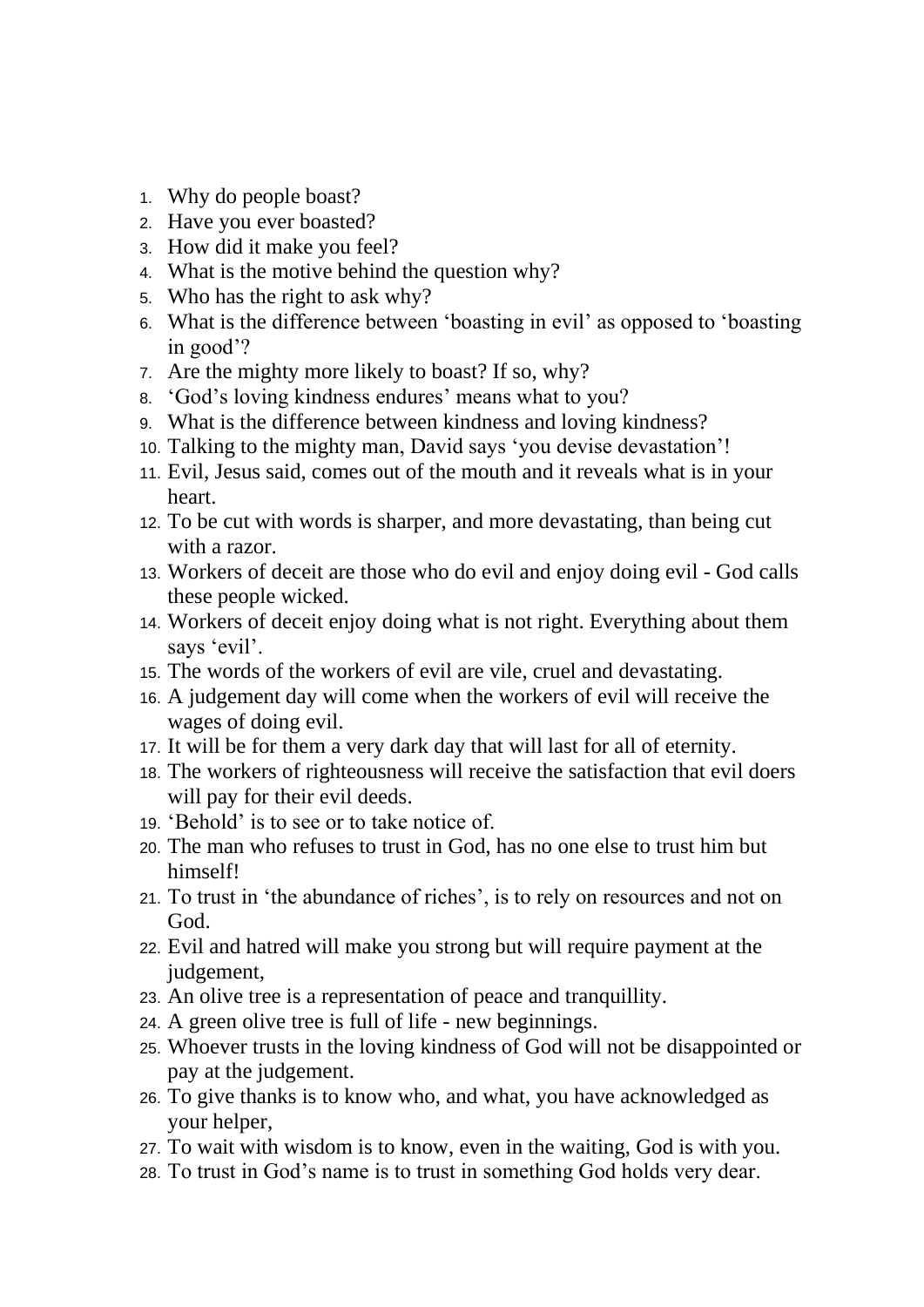1. Why do people boast?
2. Have you ever boasted?
3. How did it make you feel?
4. What is the motive behind the question why?
5. Who has the right to ask why?
6. What is the difference between ‘boasting in evil’ as opposed to ‘boasting in good’?
7. Are the mighty more likely to boast? If so, why?
8. ‘God’s loving kindness endures’ means what to you?
9. What is the difference between kindness and loving kindness?
10. Talking to the mighty man, David says ‘you devise devastation’!
11. Evil, Jesus said, comes out of the mouth and it reveals what is in your heart.
12. To be cut with words is sharper, and more devastating, than being cut with a razor.
13. Workers of deceit are those who do evil and enjoy doing evil - God calls these people wicked.
14. Workers of deceit enjoy doing what is not right. Everything about them says ‘evil’.
15. The words of the workers of evil are vile, cruel and devastating.
16. A judgement day will come when the workers of evil will receive the wages of doing evil.
17. It will be for them a very dark day that will last for all of eternity.
18. The workers of righteousness will receive the satisfaction that evil doers will pay for their evil deeds.
19. ‘Behold’ is to see or to take notice of.
20. The man who refuses to trust in God, has no one else to trust him but himself!
21. To trust in ‘the abundance of riches’, is to rely on resources and not on God.
22. Evil and hatred will make you strong but will require payment at the judgement,
23. An olive tree is a representation of peace and tranquillity.
24. A green olive tree is full of life - new beginnings.
25. Whoever trusts in the loving kindness of God will not be disappointed or pay at the judgement.
26. To give thanks is to know who, and what, you have acknowledged as your helper,
27. To wait with wisdom is to know, even in the waiting, God is with you.
28. To trust in God’s name is to trust in something God holds very dear.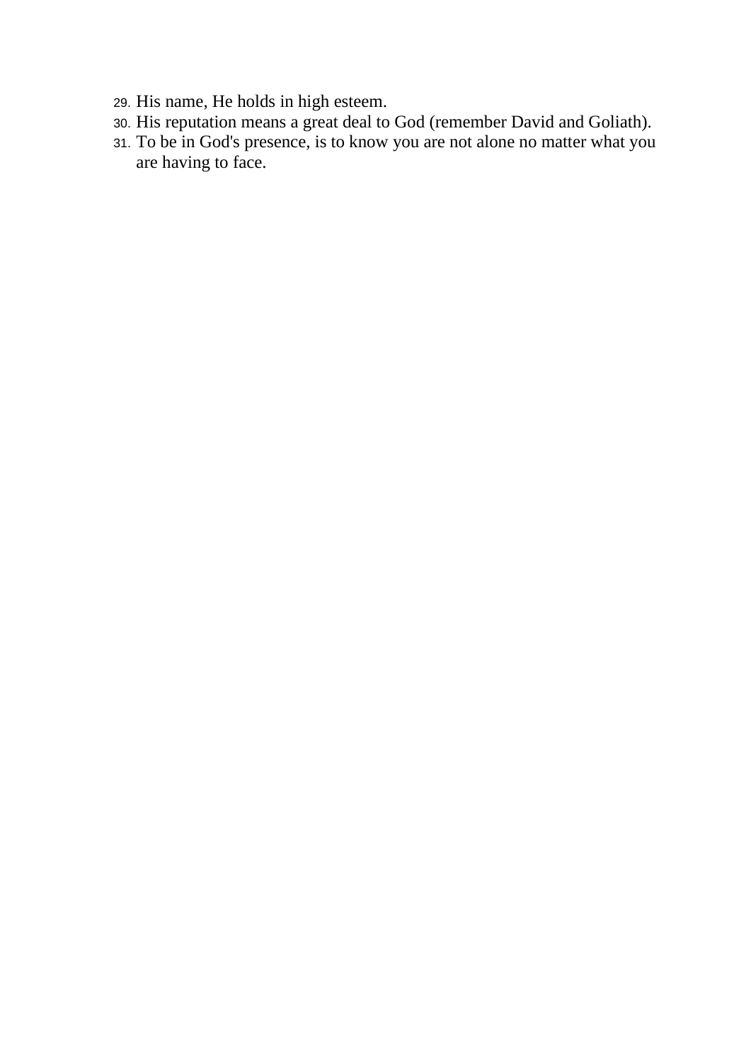29. His name, He holds in high esteem.
30. His reputation means a great deal to God (remember David and Goliath).
31. To be in God's presence, is to know you are not alone no matter what you are having to face.